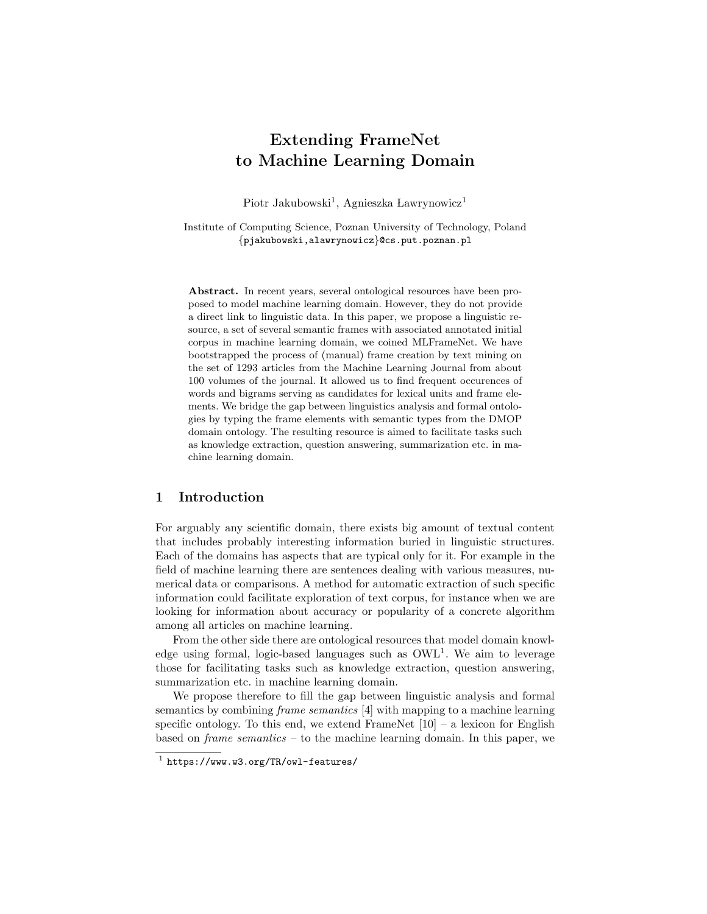# Extending FrameNet to Machine Learning Domain

Piotr Jakubowski[1], Agnieszka Ławrynowicz[1]

Institute of Computing Science, Poznan University of Technology, Poland
{pjakubowski,alawrynowicz}@cs.put.poznan.pl

**Abstract.** In recent years, several ontological resources have been proposed to model machine learning domain. However, they do not provide a direct link to linguistic data. In this paper, we propose a linguistic resource, a set of several semantic frames with associated annotated initial corpus in machine learning domain, we coined MLFrameNet. We have bootstrapped the process of (manual) frame creation by text mining on the set of 1293 articles from the Machine Learning Journal from about 100 volumes of the journal. It allowed us to find frequent occurences of words and bigrams serving as candidates for lexical units and frame elements. We bridge the gap between linguistics analysis and formal ontologies by typing the frame elements with semantic types from the DMOP domain ontology. The resulting resource is aimed to facilitate tasks such as knowledge extraction, question answering, summarization etc. in machine learning domain.

## 1 Introduction

For arguably any scientific domain, there exists big amount of textual content that includes probably interesting information buried in linguistic structures. Each of the domains has aspects that are typical only for it. For example in the field of machine learning there are sentences dealing with various measures, numerical data or comparisons. A method for automatic extraction of such specific information could facilitate exploration of text corpus, for instance when we are looking for information about accuracy or popularity of a concrete algorithm among all articles on machine learning.

From the other side there are ontological resources that model domain knowledge using formal, logic-based languages such as OWL[1]. We aim to leverage those for facilitating tasks such as knowledge extraction, question answering, summarization etc. in machine learning domain.

We propose therefore to fill the gap between linguistic analysis and formal semantics by combining *frame semantics* [4] with mapping to a machine learning specific ontology. To this end, we extend FrameNet [10] – a lexicon for English based on *frame semantics* – to the machine learning domain. In this paper, we

[1] https://www.w3.org/TR/owl-features/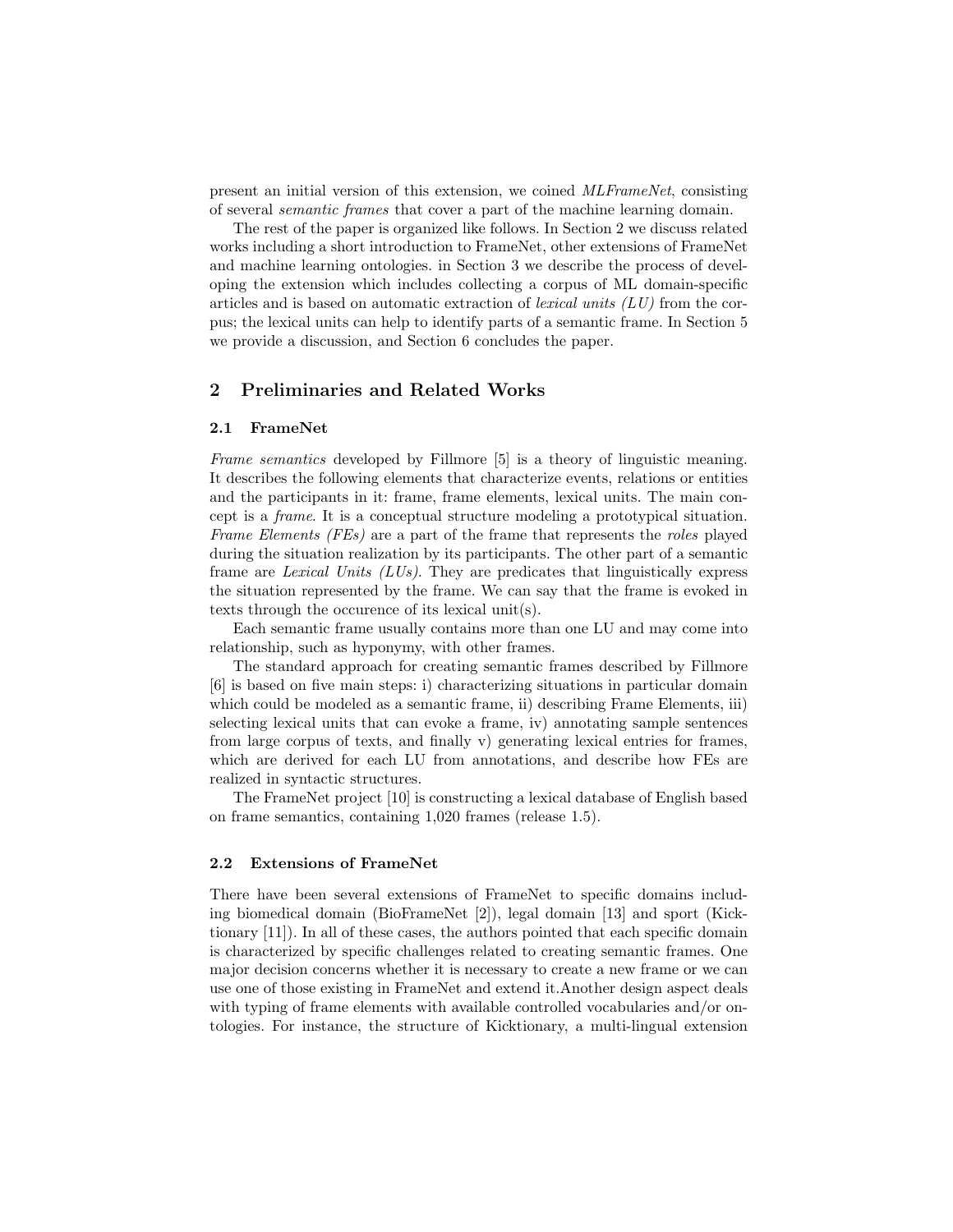present an initial version of this extension, we coined *MLFrameNet*, consisting of several *semantic frames* that cover a part of the machine learning domain.

The rest of the paper is organized like follows. In Section 2 we discuss related works including a short introduction to FrameNet, other extensions of FrameNet and machine learning ontologies. in Section 3 we describe the process of developing the extension which includes collecting a corpus of ML domain-specific articles and is based on automatic extraction of *lexical units (LU)* from the corpus; the lexical units can help to identify parts of a semantic frame. In Section 5 we provide a discussion, and Section 6 concludes the paper.

## 2 Preliminaries and Related Works

### 2.1 FrameNet

*Frame semantics* developed by Fillmore [5] is a theory of linguistic meaning. It describes the following elements that characterize events, relations or entities and the participants in it: frame, frame elements, lexical units. The main concept is a *frame*. It is a conceptual structure modeling a prototypical situation. *Frame Elements (FEs)* are a part of the frame that represents the *roles* played during the situation realization by its participants. The other part of a semantic frame are *Lexical Units (LUs)*. They are predicates that linguistically express the situation represented by the frame. We can say that the frame is evoked in texts through the occurence of its lexical unit(s).

Each semantic frame usually contains more than one LU and may come into relationship, such as hyponymy, with other frames.

The standard approach for creating semantic frames described by Fillmore [6] is based on five main steps: i) characterizing situations in particular domain which could be modeled as a semantic frame, ii) describing Frame Elements, iii) selecting lexical units that can evoke a frame, iv) annotating sample sentences from large corpus of texts, and finally v) generating lexical entries for frames, which are derived for each LU from annotations, and describe how FEs are realized in syntactic structures.

The FrameNet project [10] is constructing a lexical database of English based on frame semantics, containing 1,020 frames (release 1.5).

### 2.2 Extensions of FrameNet

There have been several extensions of FrameNet to specific domains including biomedical domain (BioFrameNet [2]), legal domain [13] and sport (Kicktionary [11]). In all of these cases, the authors pointed that each specific domain is characterized by specific challenges related to creating semantic frames. One major decision concerns whether it is necessary to create a new frame or we can use one of those existing in FrameNet and extend it.Another design aspect deals with typing of frame elements with available controlled vocabularies and/or ontologies. For instance, the structure of Kicktionary, a multi-lingual extension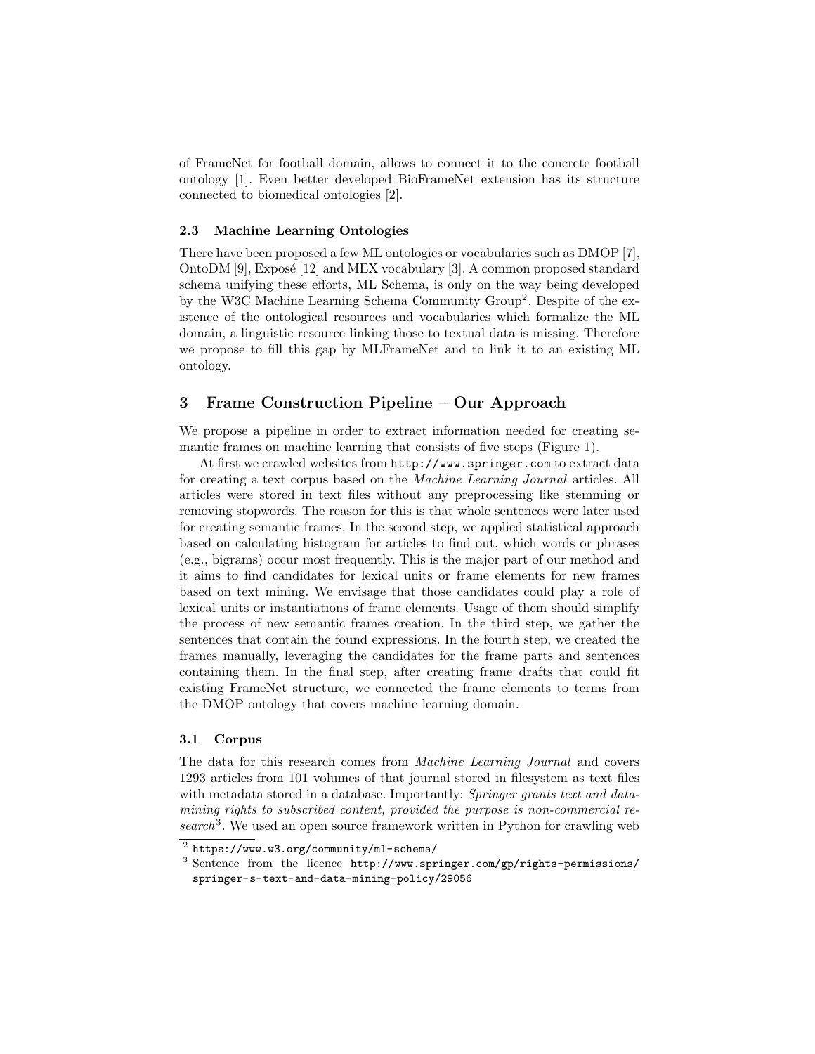of FrameNet for football domain, allows to connect it to the concrete football ontology [1]. Even better developed BioFrameNet extension has its structure connected to biomedical ontologies [2].

### 2.3 Machine Learning Ontologies

There have been proposed a few ML ontologies or vocabularies such as DMOP [7], OntoDM [9], Exposé [12] and MEX vocabulary [3]. A common proposed standard schema unifying these efforts, ML Schema, is only on the way being developed by the W3C Machine Learning Schema Community Group[2]. Despite of the existence of the ontological resources and vocabularies which formalize the ML domain, a linguistic resource linking those to textual data is missing. Therefore we propose to fill this gap by MLFrameNet and to link it to an existing ML ontology.

## 3 Frame Construction Pipeline – Our Approach

We propose a pipeline in order to extract information needed for creating semantic frames on machine learning that consists of five steps (Figure 1).

At first we crawled websites from `http://www.springer.com` to extract data for creating a text corpus based on the *Machine Learning Journal* articles. All articles were stored in text files without any preprocessing like stemming or removing stopwords. The reason for this is that whole sentences were later used for creating semantic frames. In the second step, we applied statistical approach based on calculating histogram for articles to find out, which words or phrases (e.g., bigrams) occur most frequently. This is the major part of our method and it aims to find candidates for lexical units or frame elements for new frames based on text mining. We envisage that those candidates could play a role of lexical units or instantiations of frame elements. Usage of them should simplify the process of new semantic frames creation. In the third step, we gather the sentences that contain the found expressions. In the fourth step, we created the frames manually, leveraging the candidates for the frame parts and sentences containing them. In the final step, after creating frame drafts that could fit existing FrameNet structure, we connected the frame elements to terms from the DMOP ontology that covers machine learning domain.

### 3.1 Corpus

The data for this research comes from *Machine Learning Journal* and covers 1293 articles from 101 volumes of that journal stored in filesystem as text files with metadata stored in a database. Importantly: *Springer grants text and data-mining rights to subscribed content, provided the purpose is non-commercial research*[3]. We used an open source framework written in Python for crawling web

[2] `https://www.w3.org/community/ml-schema/`

[3] Sentence from the licence `http://www.springer.com/gp/rights-permissions/springer-s-text-and-data-mining-policy/29056`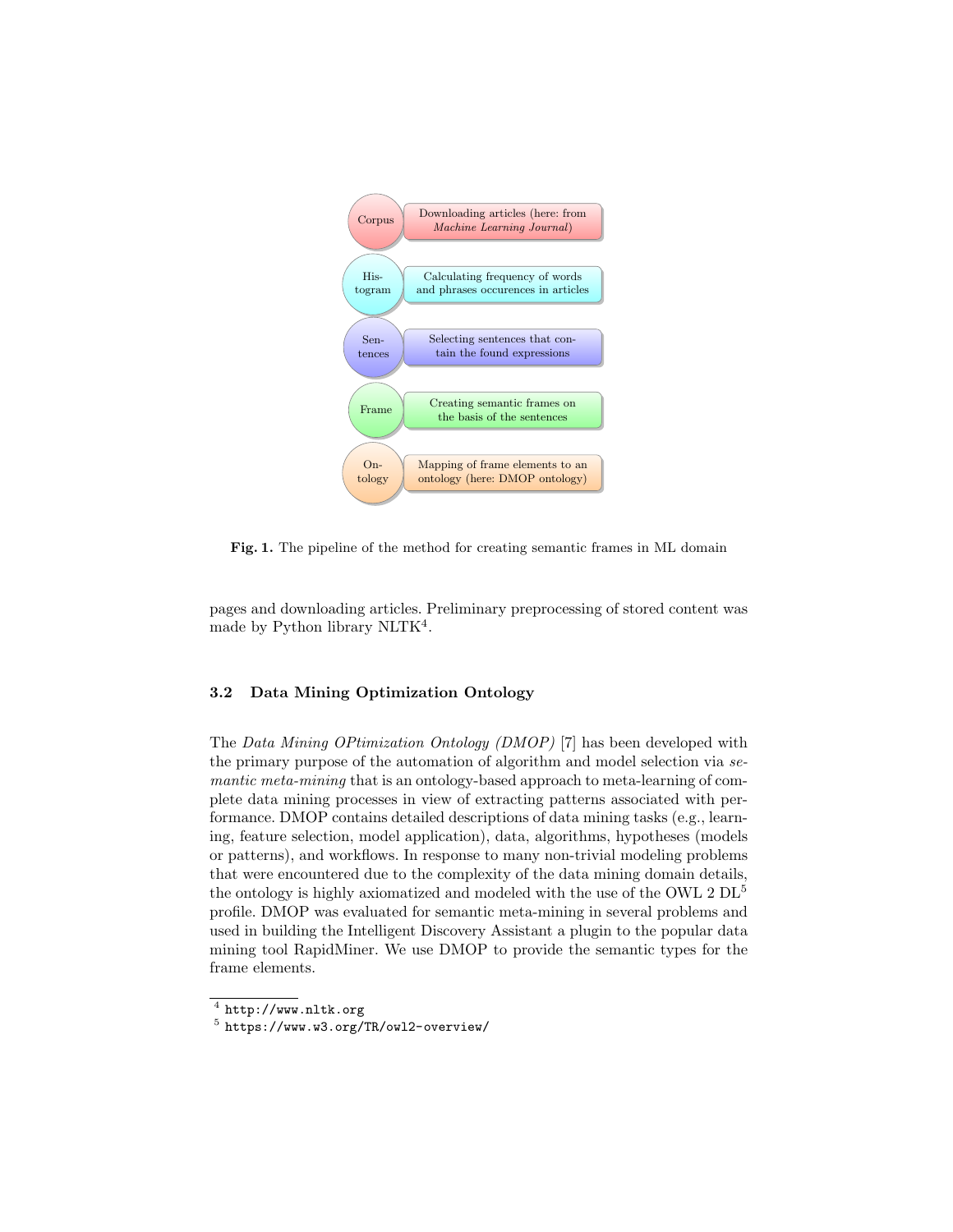Corpus — Downloading articles (here: from *Machine Learning Journal*)

Histogram — Calculating frequency of words and phrases occurences in articles

Sentences — Selecting sentences that contain the found expressions

Frame — Creating semantic frames on the basis of the sentences

Ontology — Mapping of frame elements to an ontology (here: DMOP ontology)

**Fig. 1.** The pipeline of the method for creating semantic frames in ML domain

pages and downloading articles. Preliminary preprocessing of stored content was made by Python library NLTK[4].

### 3.2 Data Mining Optimization Ontology

The *Data Mining OPtimization Ontology (DMOP)* [7] has been developed with the primary purpose of the automation of algorithm and model selection via *semantic meta-mining* that is an ontology-based approach to meta-learning of complete data mining processes in view of extracting patterns associated with performance. DMOP contains detailed descriptions of data mining tasks (e.g., learning, feature selection, model application), data, algorithms, hypotheses (models or patterns), and workflows. In response to many non-trivial modeling problems that were encountered due to the complexity of the data mining domain details, the ontology is highly axiomatized and modeled with the use of the OWL 2 DL[5] profile. DMOP was evaluated for semantic meta-mining in several problems and used in building the Intelligent Discovery Assistant a plugin to the popular data mining tool RapidMiner. We use DMOP to provide the semantic types for the frame elements.

[4] `http://www.nltk.org`

[5] `https://www.w3.org/TR/owl2-overview/`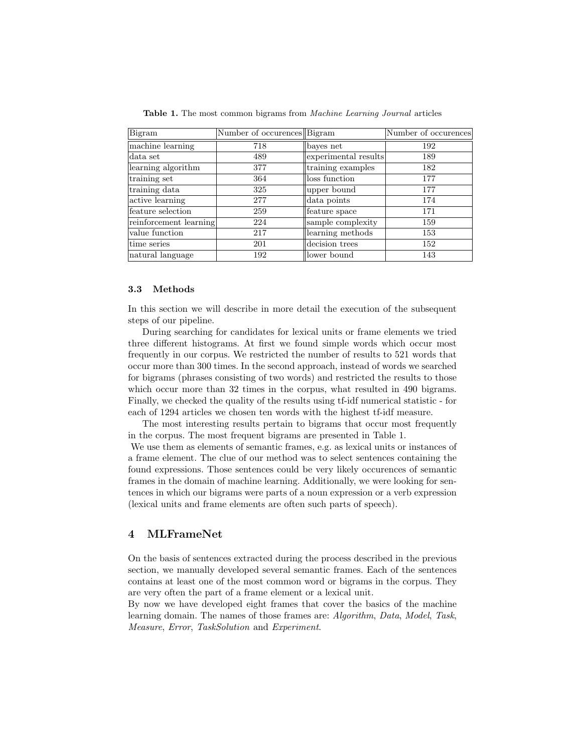**Table 1.** The most common bigrams from *Machine Learning Journal* articles

| Bigram | Number of occurences | Bigram | Number of occurences |
|---|---|---|---|
| machine learning | 718 | bayes net | 192 |
| data set | 489 | experimental results | 189 |
| learning algorithm | 377 | training examples | 182 |
| training set | 364 | loss function | 177 |
| training data | 325 | upper bound | 177 |
| active learning | 277 | data points | 174 |
| feature selection | 259 | feature space | 171 |
| reinforcement learning | 224 | sample complexity | 159 |
| value function | 217 | learning methods | 153 |
| time series | 201 | decision trees | 152 |
| natural language | 192 | lower bound | 143 |

### 3.3 Methods

In this section we will describe in more detail the execution of the subsequent steps of our pipeline.

During searching for candidates for lexical units or frame elements we tried three different histograms. At first we found simple words which occur most frequently in our corpus. We restricted the number of results to 521 words that occur more than 300 times. In the second approach, instead of words we searched for bigrams (phrases consisting of two words) and restricted the results to those which occur more than 32 times in the corpus, what resulted in 490 bigrams. Finally, we checked the quality of the results using tf-idf numerical statistic - for each of 1294 articles we chosen ten words with the highest tf-idf measure.

The most interesting results pertain to bigrams that occur most frequently in the corpus. The most frequent bigrams are presented in Table 1.
We use them as elements of semantic frames, e.g. as lexical units or instances of a frame element. The clue of our method was to select sentences containing the found expressions. Those sentences could be very likely occurences of semantic frames in the domain of machine learning. Additionally, we were looking for sentences in which our bigrams were parts of a noun expression or a verb expression (lexical units and frame elements are often such parts of speech).

## 4 MLFrameNet

On the basis of sentences extracted during the process described in the previous section, we manually developed several semantic frames. Each of the sentences contains at least one of the most common word or bigrams in the corpus. They are very often the part of a frame element or a lexical unit.
By now we have developed eight frames that cover the basics of the machine learning domain. The names of those frames are: *Algorithm*, *Data*, *Model*, *Task*, *Measure*, *Error*, *TaskSolution* and *Experiment*.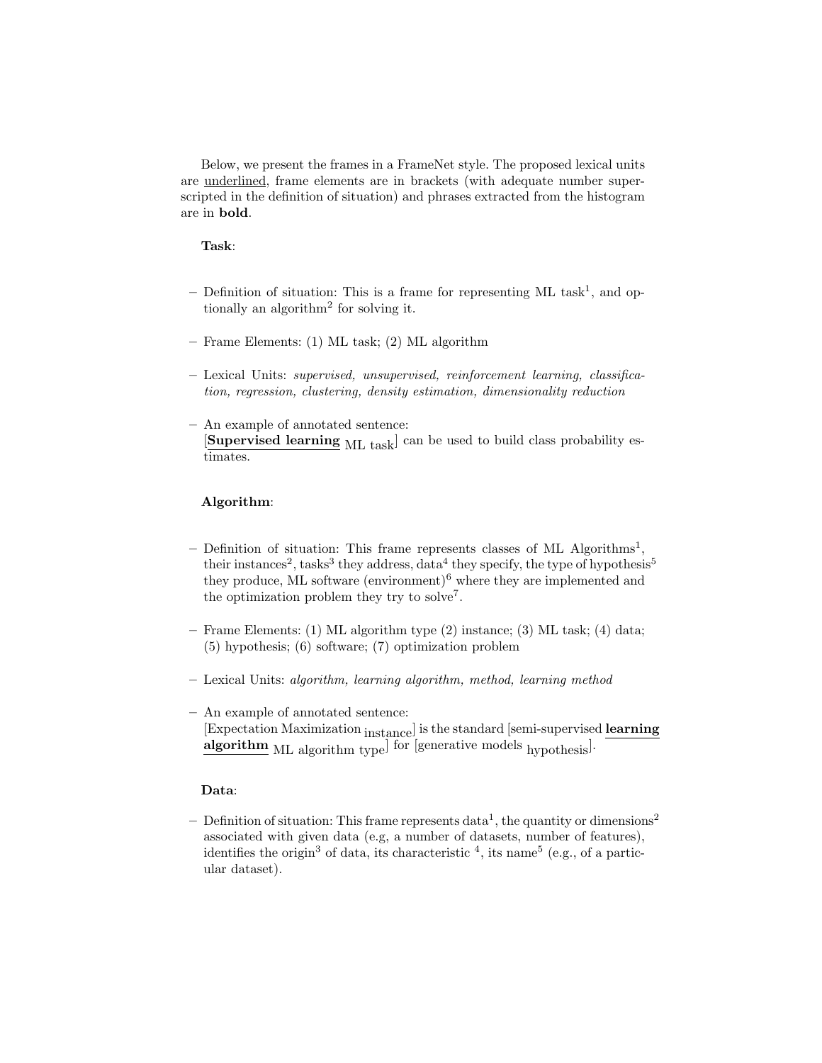Below, we present the frames in a FrameNet style. The proposed lexical units are <u>underlined</u>, frame elements are in brackets (with adequate number superscripted in the definition of situation) and phrases extracted from the histogram are in **bold**.

**Task**:

- Definition of situation: This is a frame for representing ML task[1], and optionally an algorithm[2] for solving it.
- Frame Elements: (1) ML task; (2) ML algorithm
- Lexical Units: *supervised, unsupervised, reinforcement learning, classification, regression, clustering, density estimation, dimensionality reduction*
- An example of annotated sentence:
  [<u>**Supervised learning**</u> $_{\text{ML task}}$] can be used to build class probability estimates.

**Algorithm**:

- Definition of situation: This frame represents classes of ML Algorithms[1], their instances[2], tasks[3] they address, data[4] they specify, the type of hypothesis[5] they produce, ML software (environment)[6] where they are implemented and the optimization problem they try to solve[7].
- Frame Elements: (1) ML algorithm type (2) instance; (3) ML task; (4) data; (5) hypothesis; (6) software; (7) optimization problem
- Lexical Units: *algorithm, learning algorithm, method, learning method*
- An example of annotated sentence:
  [Expectation Maximization $_{\text{instance}}$] is the standard [semi-supervised <u>**learning algorithm**</u> $_{\text{ML algorithm type}}$] for [generative models $_{\text{hypothesis}}$].

**Data**:

- Definition of situation: This frame represents data[1], the quantity or dimensions[2] associated with given data (e.g, a number of datasets, number of features), identifies the origin[3] of data, its characteristic [4], its name[5] (e.g., of a particular dataset).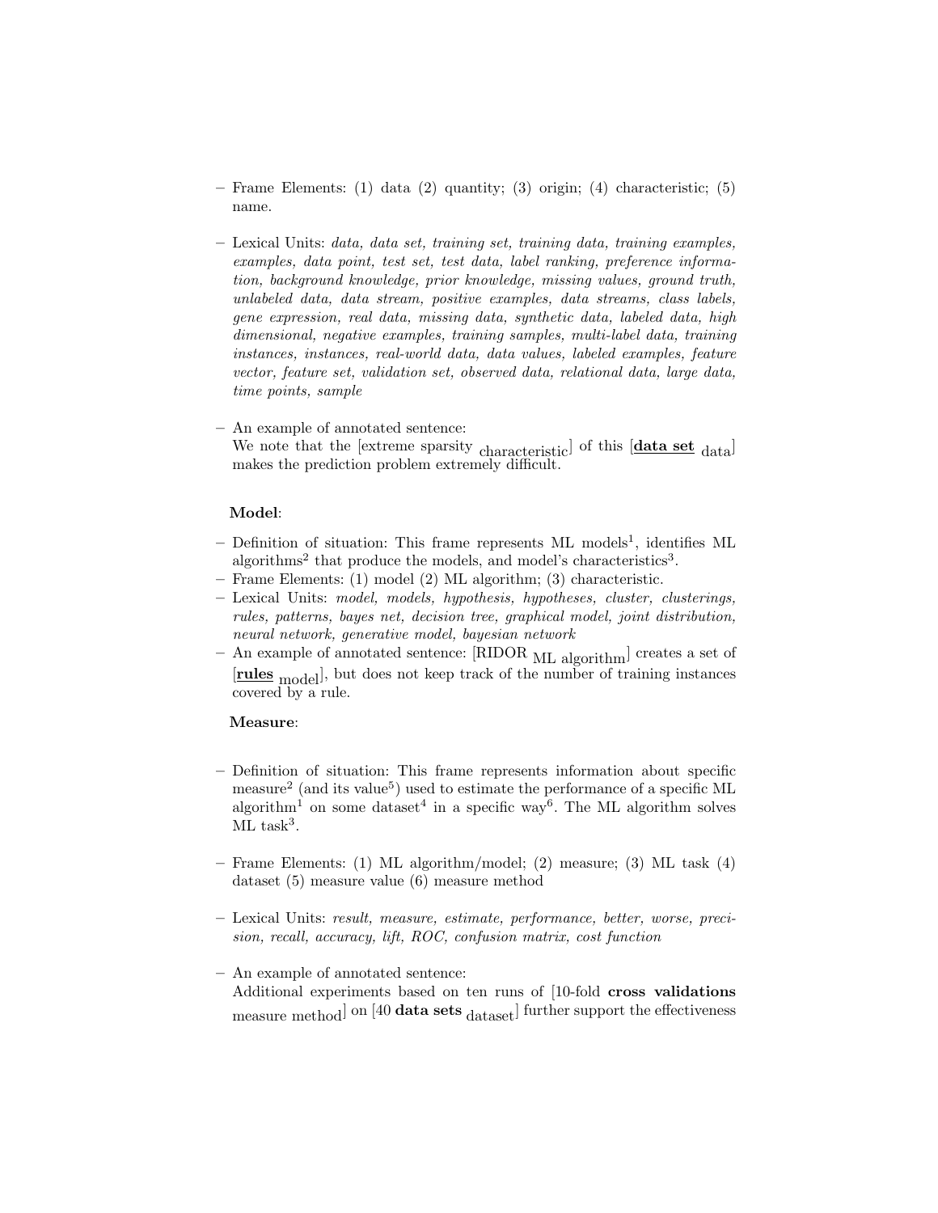– Frame Elements: (1) data (2) quantity; (3) origin; (4) characteristic; (5) name.

– Lexical Units: *data, data set, training set, training data, training examples, examples, data point, test set, test data, label ranking, preference information, background knowledge, prior knowledge, missing values, ground truth, unlabeled data, data stream, positive examples, data streams, class labels, gene expression, real data, missing data, synthetic data, labeled data, high dimensional, negative examples, training samples, multi-label data, training instances, instances, real-world data, data values, labeled examples, feature vector, feature set, validation set, observed data, relational data, large data, time points, sample*

– An example of annotated sentence:
We note that the [extreme sparsity $_{\text{characteristic}}$] of this [**data set** $_{\text{data}}$] makes the prediction problem extremely difficult.

**Model**:

– Definition of situation: This frame represents ML models[1], identifies ML algorithms[2] that produce the models, and model's characteristics[3].
– Frame Elements: (1) model (2) ML algorithm; (3) characteristic.
– Lexical Units: *model, models, hypothesis, hypotheses, cluster, clusterings, rules, patterns, bayes net, decision tree, graphical model, joint distribution, neural network, generative model, bayesian network*
– An example of annotated sentence: [RIDOR $_{\text{ML algorithm}}$] creates a set of [**rules** $_{\text{model}}$], but does not keep track of the number of training instances covered by a rule.

**Measure**:

– Definition of situation: This frame represents information about specific measure[2] (and its value[5]) used to estimate the performance of a specific ML algorithm[1] on some dataset[4] in a specific way[6]. The ML algorithm solves ML task[3].

– Frame Elements: (1) ML algorithm/model; (2) measure; (3) ML task (4) dataset (5) measure value (6) measure method

– Lexical Units: *result, measure, estimate, performance, better, worse, precision, recall, accuracy, lift, ROC, confusion matrix, cost function*

– An example of annotated sentence:
Additional experiments based on ten runs of [10-fold **cross validations** $_{\text{measure method}}$] on [40 **data sets** $_{\text{dataset}}$] further support the effectiveness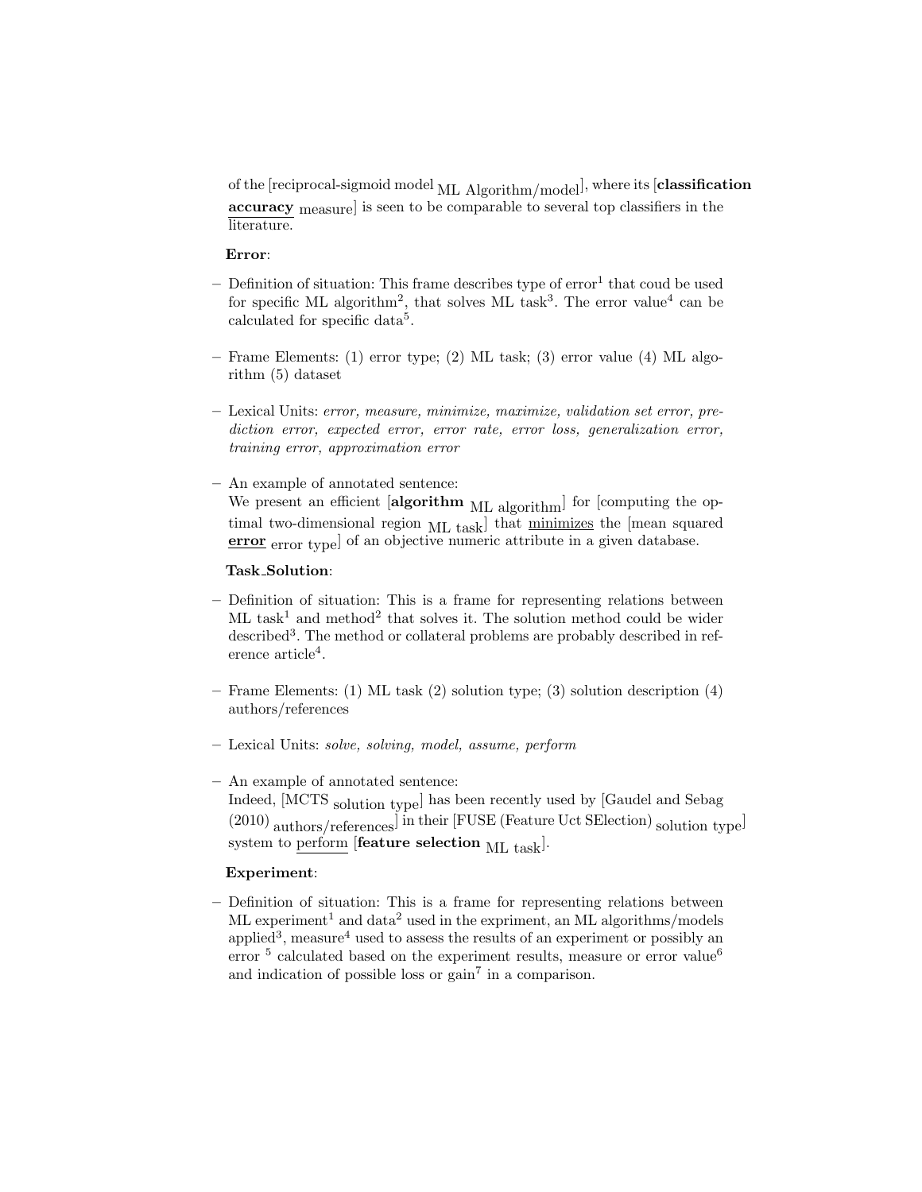of the [reciprocal-sigmoid model $_{\text{ML Algorithm/model}}$], where its [**<u>classification accuracy</u>** $_{\text{measure}}$] is seen to be comparable to several top classifiers in the literature.

**Error**:

– Definition of situation: This frame describes type of error[1] that coud be used for specific ML algorithm[2], that solves ML task[3]. The error value[4] can be calculated for specific data[5].

– Frame Elements: (1) error type; (2) ML task; (3) error value (4) ML algorithm (5) dataset

– Lexical Units: *error, measure, minimize, maximize, validation set error, prediction error, expected error, error rate, error loss, generalization error, training error, approximation error*

– An example of annotated sentence:
We present an efficient [**algorithm** $_{\text{ML algorithm}}$] for [computing the optimal two-dimensional region $_{\text{ML task}}$] that <u>minimizes</u> the [mean squared **<u>error</u>** $_{\text{error type}}$] of an objective numeric attribute in a given database.

**Task_Solution**:

– Definition of situation: This is a frame for representing relations between ML task[1] and method[2] that solves it. The solution method could be wider described[3]. The method or collateral problems are probably described in reference article[4].

– Frame Elements: (1) ML task (2) solution type; (3) solution description (4) authors/references

– Lexical Units: *solve, solving, model, assume, perform*

– An example of annotated sentence:
Indeed, [MCTS $_{\text{solution type}}$] has been recently used by [Gaudel and Sebag (2010) $_{\text{authors/references}}$] in their [FUSE (Feature Uct SElection) $_{\text{solution type}}$] system to <u>perform</u> [**feature selection** $_{\text{ML task}}$].

**Experiment**:

– Definition of situation: This is a frame for representing relations between ML experiment[1] and data[2] used in the expriment, an ML algorithms/models applied[3], measure[4] used to assess the results of an experiment or possibly an error [5] calculated based on the experiment results, measure or error value[6] and indication of possible loss or gain[7] in a comparison.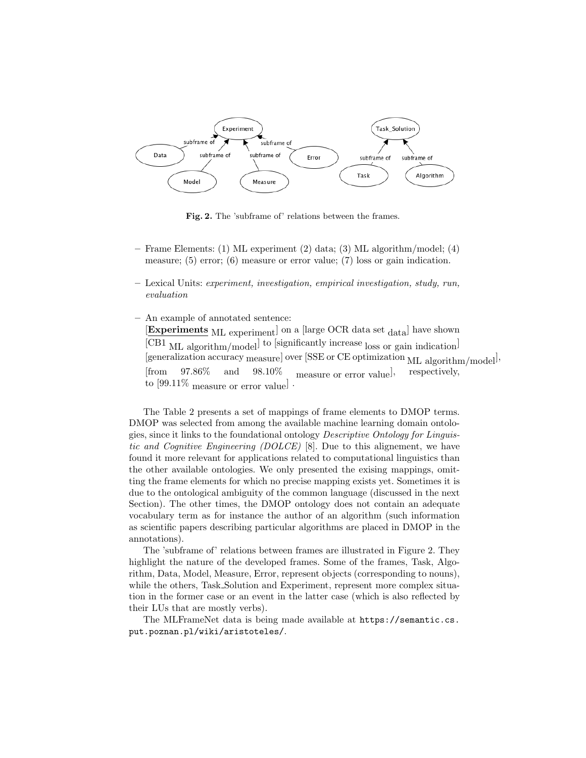**Fig. 2.** The 'subframe of' relations between the frames.

- Frame Elements: (1) ML experiment (2) data; (3) ML algorithm/model; (4) measure; (5) error; (6) measure or error value; (7) loss or gain indication.
- Lexical Units: *experiment, investigation, empirical investigation, study, run, evaluation*
- An example of annotated sentence:
  [**Experiments** $_{\text{ML experiment}}$] on a [large OCR data set $_{\text{data}}$] have shown [CB1 $_{\text{ML algorithm/model}}$] to [significantly increase $_{\text{loss or gain indication}}$] [generalization accuracy $_{\text{measure}}$] over [SSE or CE optimization $_{\text{ML algorithm/model}}$], [from 97.86% and 98.10% $_{\text{measure or error value}}$], respectively, to [99.11% $_{\text{measure or error value}}$] .

The Table 2 presents a set of mappings of frame elements to DMOP terms. DMOP was selected from among the available machine learning domain ontologies, since it links to the foundational ontology *Descriptive Ontology for Linguistic and Cognitive Engineering (DOLCE)* [8]. Due to this alignement, we have found it more relevant for applications related to computational linguistics than the other available ontologies. We only presented the exising mappings, omitting the frame elements for which no precise mapping exists yet. Sometimes it is due to the ontological ambiguity of the common language (discussed in the next Section). The other times, the DMOP ontology does not contain an adequate vocabulary term as for instance the author of an algorithm (such information as scientific papers describing particular algorithms are placed in DMOP in the annotations).

The 'subframe of' relations between frames are illustrated in Figure 2. They highlight the nature of the developed frames. Some of the frames, Task, Algorithm, Data, Model, Measure, Error, represent objects (corresponding to nouns), while the others, Task_Solution and Experiment, represent more complex situation in the former case or an event in the latter case (which is also reflected by their LUs that are mostly verbs).

The MLFrameNet data is being made available at `https://semantic.cs.put.poznan.pl/wiki/aristoteles/`.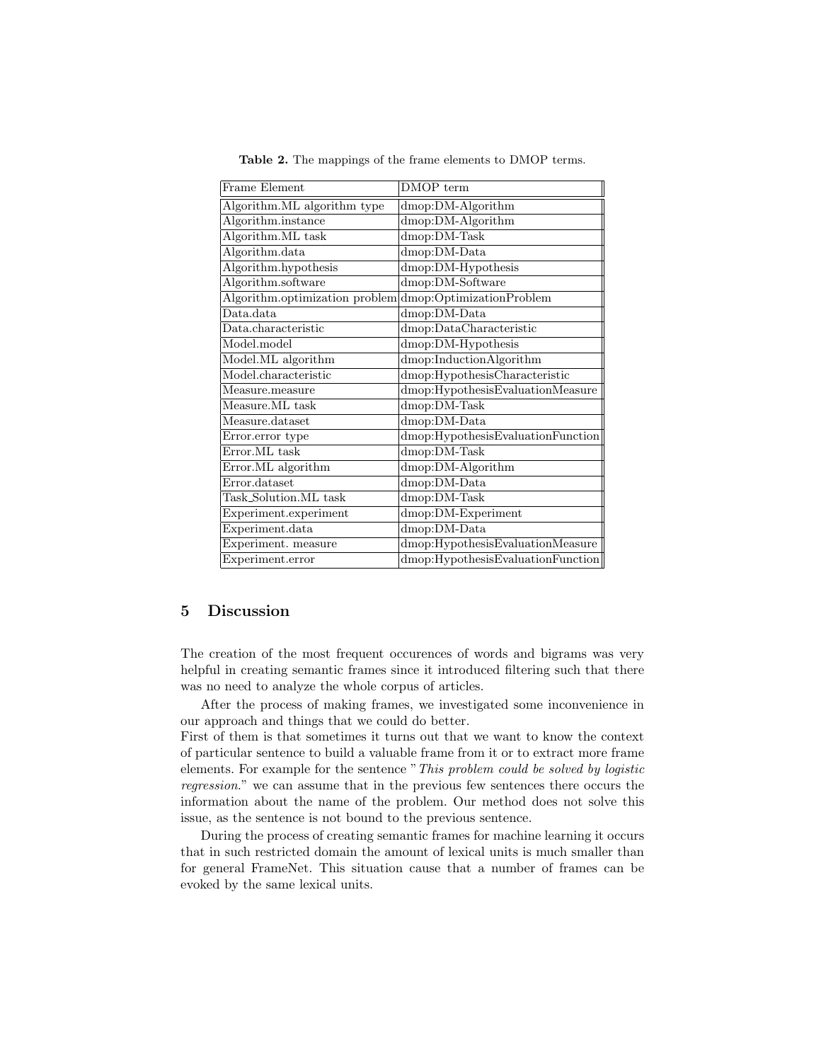**Table 2.** The mappings of the frame elements to DMOP terms.

| Frame Element | DMOP term |
|---|---|
| Algorithm.ML algorithm type | dmop:DM-Algorithm |
| Algorithm.instance | dmop:DM-Algorithm |
| Algorithm.ML task | dmop:DM-Task |
| Algorithm.data | dmop:DM-Data |
| Algorithm.hypothesis | dmop:DM-Hypothesis |
| Algorithm.software | dmop:DM-Software |
| Algorithm.optimization problem | dmop:OptimizationProblem |
| Data.data | dmop:DM-Data |
| Data.characteristic | dmop:DataCharacteristic |
| Model.model | dmop:DM-Hypothesis |
| Model.ML algorithm | dmop:InductionAlgorithm |
| Model.characteristic | dmop:HypothesisCharacteristic |
| Measure.measure | dmop:HypothesisEvaluationMeasure |
| Measure.ML task | dmop:DM-Task |
| Measure.dataset | dmop:DM-Data |
| Error.error type | dmop:HypothesisEvaluationFunction |
| Error.ML task | dmop:DM-Task |
| Error.ML algorithm | dmop:DM-Algorithm |
| Error.dataset | dmop:DM-Data |
| Task_Solution.ML task | dmop:DM-Task |
| Experiment.experiment | dmop:DM-Experiment |
| Experiment.data | dmop:DM-Data |
| Experiment. measure | dmop:HypothesisEvaluationMeasure |
| Experiment.error | dmop:HypothesisEvaluationFunction |

## 5 Discussion

The creation of the most frequent occurences of words and bigrams was very helpful in creating semantic frames since it introduced filtering such that there was no need to analyze the whole corpus of articles.

After the process of making frames, we investigated some inconvenience in our approach and things that we could do better.
First of them is that sometimes it turns out that we want to know the context of particular sentence to build a valuable frame from it or to extract more frame elements. For example for the sentence "*This problem could be solved by logistic regression.*" we can assume that in the previous few sentences there occurs the information about the name of the problem. Our method does not solve this issue, as the sentence is not bound to the previous sentence.

During the process of creating semantic frames for machine learning it occurs that in such restricted domain the amount of lexical units is much smaller than for general FrameNet. This situation cause that a number of frames can be evoked by the same lexical units.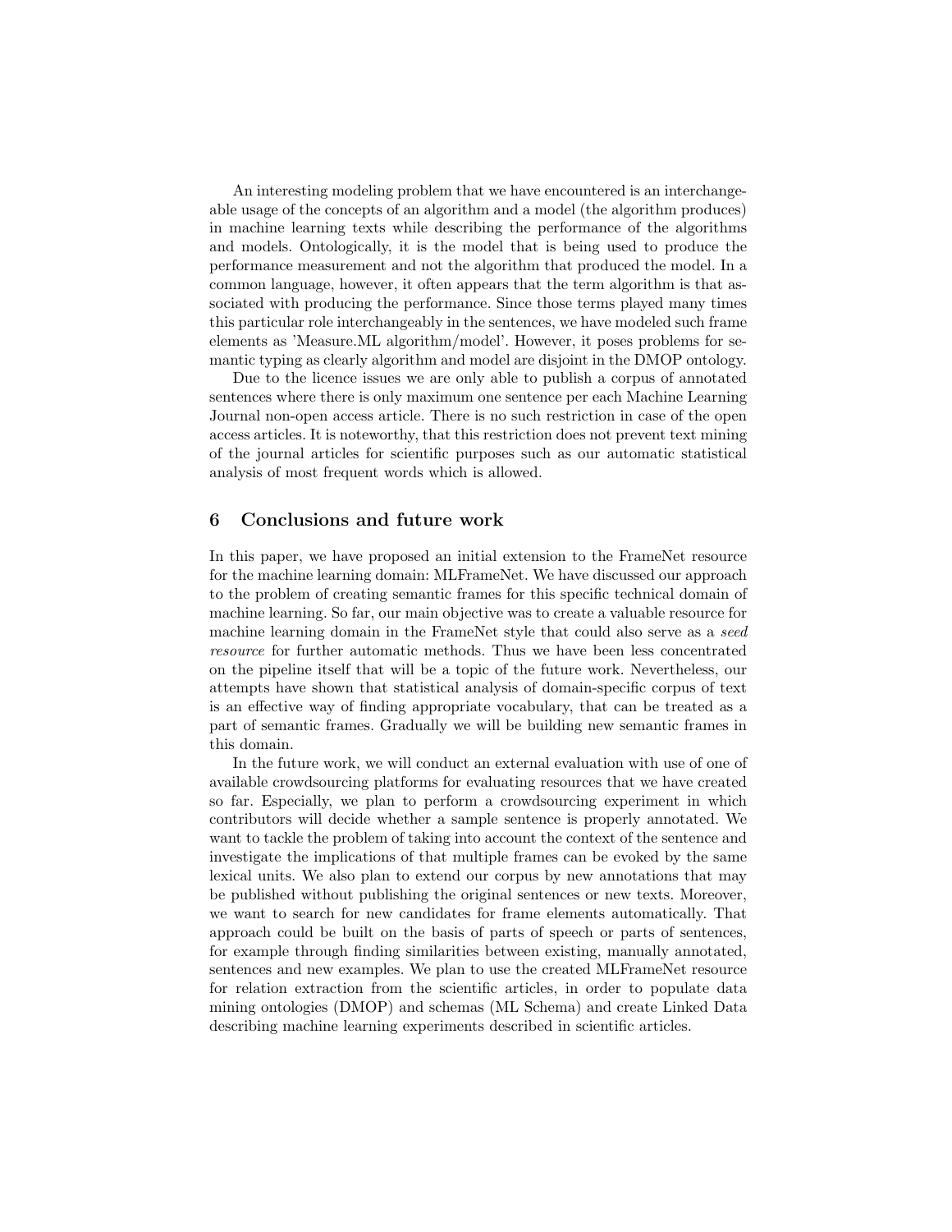An interesting modeling problem that we have encountered is an interchangeable usage of the concepts of an algorithm and a model (the algorithm produces) in machine learning texts while describing the performance of the algorithms and models. Ontologically, it is the model that is being used to produce the performance measurement and not the algorithm that produced the model. In a common language, however, it often appears that the term algorithm is that associated with producing the performance. Since those terms played many times this particular role interchangeably in the sentences, we have modeled such frame elements as 'Measure.ML algorithm/model'. However, it poses problems for semantic typing as clearly algorithm and model are disjoint in the DMOP ontology.

Due to the licence issues we are only able to publish a corpus of annotated sentences where there is only maximum one sentence per each Machine Learning Journal non-open access article. There is no such restriction in case of the open access articles. It is noteworthy, that this restriction does not prevent text mining of the journal articles for scientific purposes such as our automatic statistical analysis of most frequent words which is allowed.

## 6 Conclusions and future work

In this paper, we have proposed an initial extension to the FrameNet resource for the machine learning domain: MLFrameNet. We have discussed our approach to the problem of creating semantic frames for this specific technical domain of machine learning. So far, our main objective was to create a valuable resource for machine learning domain in the FrameNet style that could also serve as a *seed resource* for further automatic methods. Thus we have been less concentrated on the pipeline itself that will be a topic of the future work. Nevertheless, our attempts have shown that statistical analysis of domain-specific corpus of text is an effective way of finding appropriate vocabulary, that can be treated as a part of semantic frames. Gradually we will be building new semantic frames in this domain.

In the future work, we will conduct an external evaluation with use of one of available crowdsourcing platforms for evaluating resources that we have created so far. Especially, we plan to perform a crowdsourcing experiment in which contributors will decide whether a sample sentence is properly annotated. We want to tackle the problem of taking into account the context of the sentence and investigate the implications of that multiple frames can be evoked by the same lexical units. We also plan to extend our corpus by new annotations that may be published without publishing the original sentences or new texts. Moreover, we want to search for new candidates for frame elements automatically. That approach could be built on the basis of parts of speech or parts of sentences, for example through finding similarities between existing, manually annotated, sentences and new examples. We plan to use the created MLFrameNet resource for relation extraction from the scientific articles, in order to populate data mining ontologies (DMOP) and schemas (ML Schema) and create Linked Data describing machine learning experiments described in scientific articles.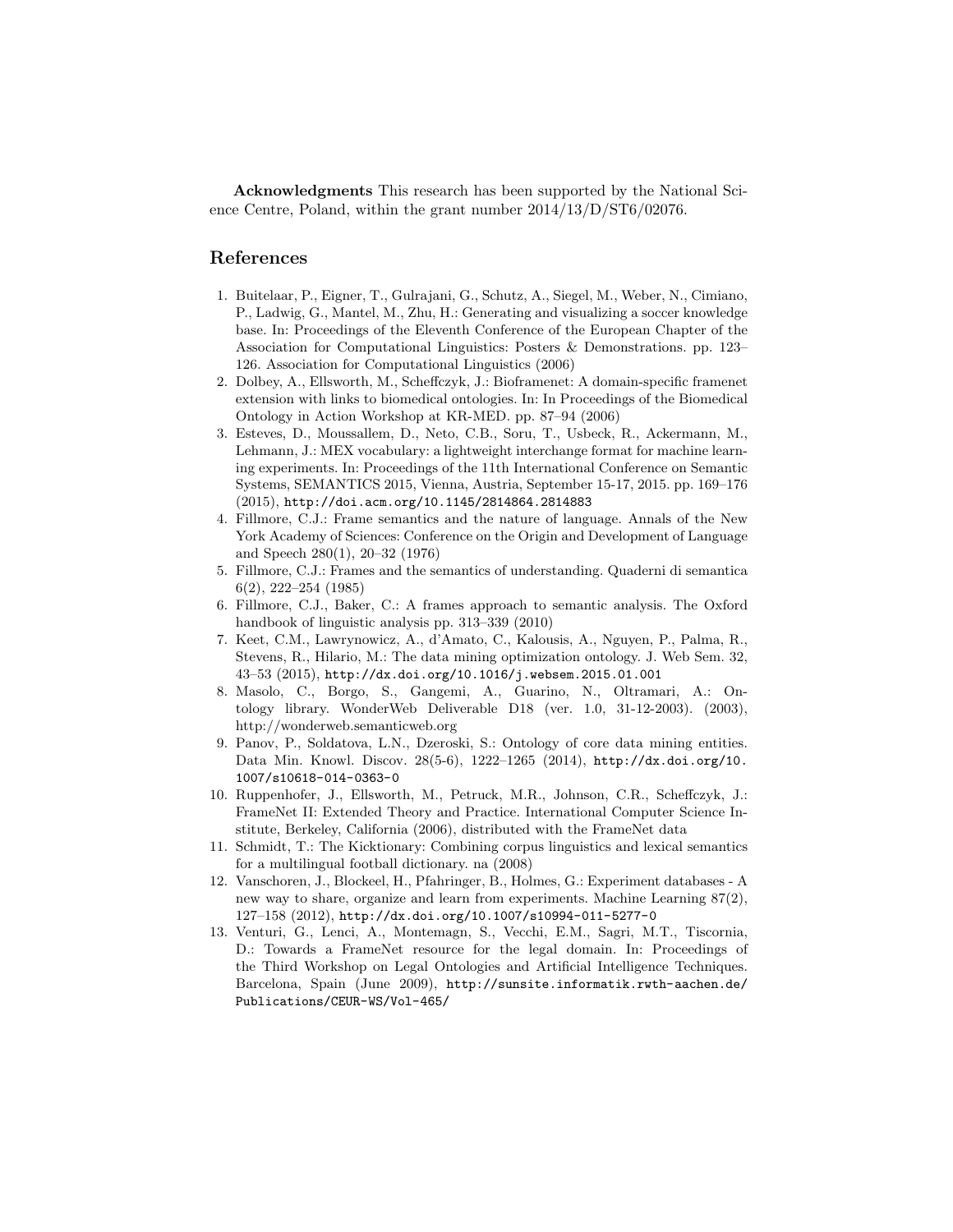**Acknowledgments** This research has been supported by the National Science Centre, Poland, within the grant number 2014/13/D/ST6/02076.

## References

1. Buitelaar, P., Eigner, T., Gulrajani, G., Schutz, A., Siegel, M., Weber, N., Cimiano, P., Ladwig, G., Mantel, M., Zhu, H.: Generating and visualizing a soccer knowledge base. In: Proceedings of the Eleventh Conference of the European Chapter of the Association for Computational Linguistics: Posters & Demonstrations. pp. 123–126. Association for Computational Linguistics (2006)
2. Dolbey, A., Ellsworth, M., Scheffczyk, J.: Bioframenet: A domain-specific framenet extension with links to biomedical ontologies. In: In Proceedings of the Biomedical Ontology in Action Workshop at KR-MED. pp. 87–94 (2006)
3. Esteves, D., Moussallem, D., Neto, C.B., Soru, T., Usbeck, R., Ackermann, M., Lehmann, J.: MEX vocabulary: a lightweight interchange format for machine learning experiments. In: Proceedings of the 11th International Conference on Semantic Systems, SEMANTICS 2015, Vienna, Austria, September 15-17, 2015. pp. 169–176 (2015), http://doi.acm.org/10.1145/2814864.2814883
4. Fillmore, C.J.: Frame semantics and the nature of language. Annals of the New York Academy of Sciences: Conference on the Origin and Development of Language and Speech 280(1), 20–32 (1976)
5. Fillmore, C.J.: Frames and the semantics of understanding. Quaderni di semantica 6(2), 222–254 (1985)
6. Fillmore, C.J., Baker, C.: A frames approach to semantic analysis. The Oxford handbook of linguistic analysis pp. 313–339 (2010)
7. Keet, C.M., Lawrynowicz, A., d'Amato, C., Kalousis, A., Nguyen, P., Palma, R., Stevens, R., Hilario, M.: The data mining optimization ontology. J. Web Sem. 32, 43–53 (2015), http://dx.doi.org/10.1016/j.websem.2015.01.001
8. Masolo, C., Borgo, S., Gangemi, A., Guarino, N., Oltramari, A.: Ontology library. WonderWeb Deliverable D18 (ver. 1.0, 31-12-2003). (2003), http://wonderweb.semanticweb.org
9. Panov, P., Soldatova, L.N., Dzeroski, S.: Ontology of core data mining entities. Data Min. Knowl. Discov. 28(5-6), 1222–1265 (2014), http://dx.doi.org/10.1007/s10618-014-0363-0
10. Ruppenhofer, J., Ellsworth, M., Petruck, M.R., Johnson, C.R., Scheffczyk, J.: FrameNet II: Extended Theory and Practice. International Computer Science Institute, Berkeley, California (2006), distributed with the FrameNet data
11. Schmidt, T.: The Kicktionary: Combining corpus linguistics and lexical semantics for a multilingual football dictionary. na (2008)
12. Vanschoren, J., Blockeel, H., Pfahringer, B., Holmes, G.: Experiment databases - A new way to share, organize and learn from experiments. Machine Learning 87(2), 127–158 (2012), http://dx.doi.org/10.1007/s10994-011-5277-0
13. Venturi, G., Lenci, A., Montemagn, S., Vecchi, E.M., Sagri, M.T., Tiscornia, D.: Towards a FrameNet resource for the legal domain. In: Proceedings of the Third Workshop on Legal Ontologies and Artificial Intelligence Techniques. Barcelona, Spain (June 2009), http://sunsite.informatik.rwth-aachen.de/Publications/CEUR-WS/Vol-465/